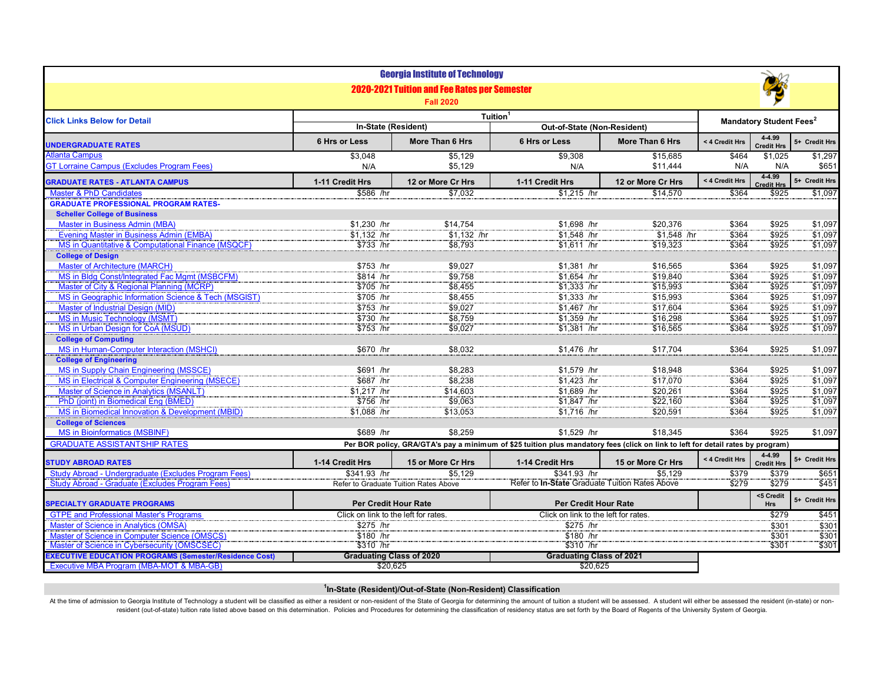# Georgia Institute of Technology

## 2020-2021 Tuition and Fee Rates per Semester

### Fall 2020

| Click Links Below for Detail | Tuition[1] | | | | Mandatory Student Fees[2] | | |
|---|---|---|---|---|---|---|---|
| | In-State (Resident) | | Out-of-State (Non-Resident) | | | | |
| **UNDERGRADUATE RATES** | **6 Hrs or Less** | **More Than 6 Hrs** | **6 Hrs or Less** | **More Than 6 Hrs** | **< 4 Credit Hrs** | **4-4.99 Credit Hrs** | **5+ Credit Hrs** |
| Atlanta Campus | $3,048 | $5,129 | $9,308 | $15,685 | $464 | $1,025 | $1,297 |
| GT Lorraine Campus (Excludes Program Fees) | N/A | $5,129 | N/A | $11,444 | N/A | N/A | $651 |
| **GRADUATE RATES - ATLANTA CAMPUS** | **1-11 Credit Hrs** | **12 or More Cr Hrs** | **1-11 Credit Hrs** | **12 or More Cr Hrs** | **< 4 Credit Hrs** | **4-4.99 Credit Hrs** | **5+ Credit Hrs** |
| Master & PhD Candidates | $586 /hr | $7,032 | $1,215 /hr | $14,570 | $364 | $925 | $1,097 |
| **GRADUATE PROFESSIONAL PROGRAM RATES-** | | | | | | | |
| **Scheller College of Business** | | | | | | | |
| Master in Business Admin (MBA) | $1,230 /hr | $14,754 | $1,698 /hr | $20,376 | $364 | $925 | $1,097 |
| Evening Master in Business Admin (EMBA) | $1,132 /hr | $1,132 /hr | $1,548 /hr | $1,548 /hr | $364 | $925 | $1,097 |
| MS in Quantitative & Computational Finance (MSQCF) | $733 /hr | $8,793 | $1,611 /hr | $19,323 | $364 | $925 | $1,097 |
| **College of Design** | | | | | | | |
| Master of Architecture (MARCH) | $753 /hr | $9,027 | $1,381 /hr | $16,565 | $364 | $925 | $1,097 |
| MS in Bldg Const/Integrated Fac Mgmt (MSBCFM) | $814 /hr | $9,758 | $1,654 /hr | $19,840 | $364 | $925 | $1,097 |
| Master of City & Regional Planning (MCRP) | $705 /hr | $8,455 | $1,333 /hr | $15,993 | $364 | $925 | $1,097 |
| MS in Geographic Information Science & Tech (MSGIST) | $705 /hr | $8,455 | $1,333 /hr | $15,993 | $364 | $925 | $1,097 |
| Master of Industrial Design (MID) | $753 /hr | $9,027 | $1,467 /hr | $17,604 | $364 | $925 | $1,097 |
| MS in Music Technology (MSMT) | $730 /hr | $8,759 | $1,359 /hr | $16,298 | $364 | $925 | $1,097 |
| MS in Urban Design for CoA (MSUD) | $753 /hr | $9,027 | $1,381 /hr | $16,565 | $364 | $925 | $1,097 |
| **College of Computing** | | | | | | | |
| MS in Human-Computer Interaction (MSHCI) | $670 /hr | $8,032 | $1,476 /hr | $17,704 | $364 | $925 | $1,097 |
| **College of Engineering** | | | | | | | |
| MS in Supply Chain Engineering (MSSCE) | $691 /hr | $8,283 | $1,579 /hr | $18,948 | $364 | $925 | $1,097 |
| MS in Electrical & Computer Engineering (MSECE) | $687 /hr | $8,238 | $1,423 /hr | $17,070 | $364 | $925 | $1,097 |
| Master of Science in Analytics (MSANLT) | $1,217 /hr | $14,603 | $1,689 /hr | $20,261 | $364 | $925 | $1,097 |
| PhD (joint) in Biomedical Eng (BMED) | $756 /hr | $9,063 | $1,847 /hr | $22,160 | $364 | $925 | $1,097 |
| MS in Biomedical Innovation & Development (MBID) | $1,088 /hr | $13,053 | $1,716 /hr | $20,591 | $364 | $925 | $1,097 |
| **College of Sciences** | | | | | | | |
| MS in Bioinformatics (MSBINF) | $689 /hr | $8,259 | $1,529 /hr | $18,345 | $364 | $925 | $1,097 |
| GRADUATE ASSISTANTSHIP RATES | **Per BOR policy, GRA/GTA's pay a minimum of $25 tuition plus mandatory fees (click on link to left for detail rates by program)** | | | | | | |
| **STUDY ABROAD RATES** | **1-14 Credit Hrs** | **15 or More Cr Hrs** | **1-14 Credit Hrs** | **15 or More Cr Hrs** | **< 4 Credit Hrs** | **4-4.99 Credit Hrs** | **5+ Credit Hrs** |
| Study Abroad - Undergraduate (Excludes Program Fees) | $341.93 /hr | $5,129 | $341.93 /hr | $5,129 | $379 | $379 | $651 |
| Study Abroad - Graduate (Excludes Program Fees) | Refer to Graduate Tuition Rates Above | | Refer to **In-State** Graduate Tuition Rates Above | | $279 | $279 | $451 |
| **SPECIALTY GRADUATE PROGRAMS** | **Per Credit Hour Rate** | | **Per Credit Hour Rate** | | | **<5 Credit Hrs** | **5+ Credit Hrs** |
| GTPE and Professional Master's Programs | Click on link to the left for rates. | | Click on link to the left for rates. | | | $279 | $451 |
| Master of Science in Analytics (OMSA) | $275 /hr | | $275 /hr | | | $301 | $301 |
| Master of Science in Computer Science (OMSCS) | $180 /hr | | $180 /hr | | | $301 | $301 |
| Master of Science in Cybersecurity (OMSCSEC) | $310 /hr | | $310 /hr | | | $301 | $301 |
| **EXECUTIVE EDUCATION PROGRAMS (Semester/Residence Cost)** | **Graduating Class of 2020** | | **Graduating Class of 2021** | | | | |
| Executive MBA Program (MBA-MOT & MBA-GB) | $20,625 | | $20,625 | | | | |

**[1]In-State (Resident)/Out-of-State (Non-Resident) Classification**

At the time of admission to Georgia Institute of Technology a student will be classified as either a resident or non-resident of the State of Georgia for determining the amount of tuition a student will be assessed. A student will either be assessed the resident (in-state) or non-resident (out-of-state) tuition rate listed above based on this determination. Policies and Procedures for determining the classification of residency status are set forth by the Board of Regents of the University System of Georgia.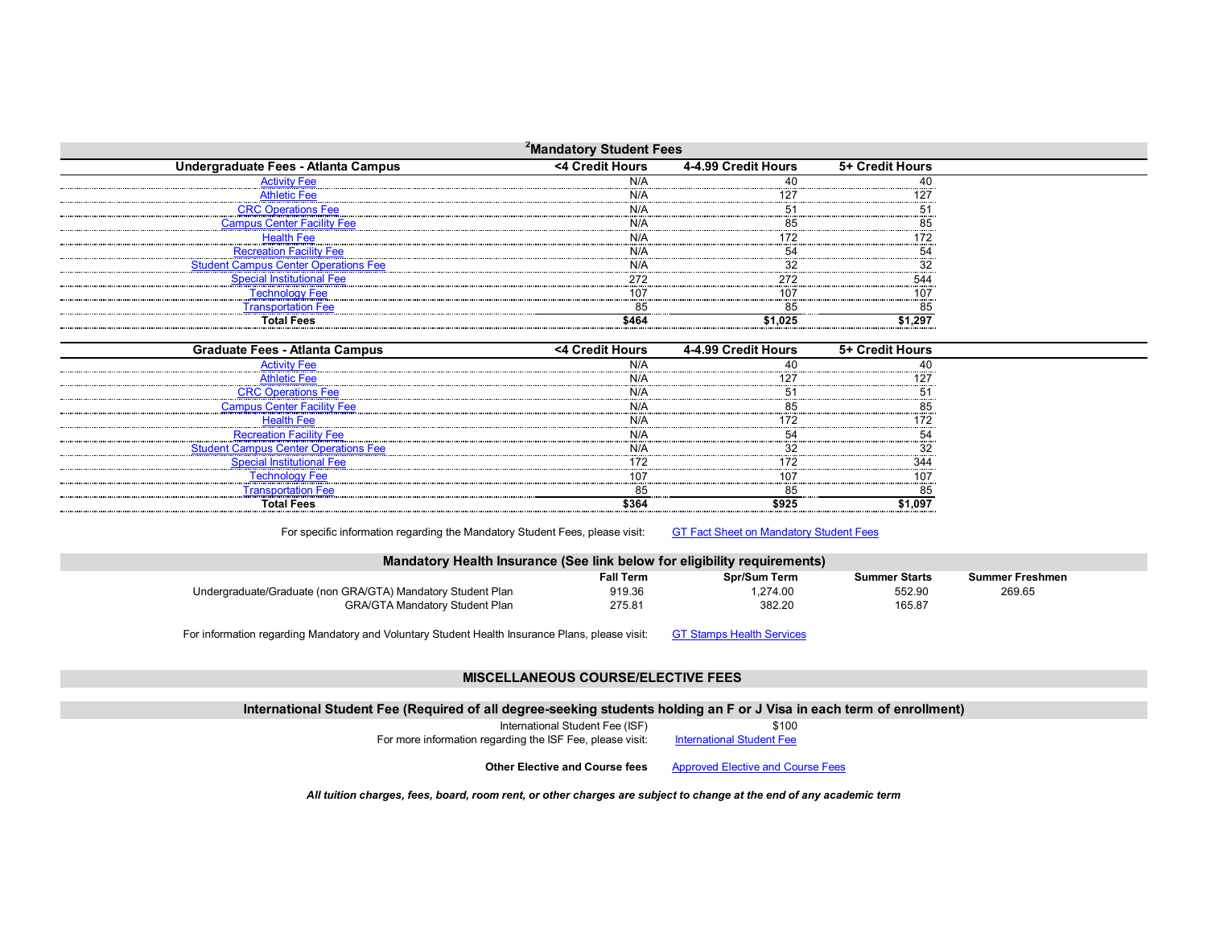## [2]Mandatory Student Fees

| Undergraduate Fees - Atlanta Campus | <4 Credit Hours | 4-4.99 Credit Hours | 5+ Credit Hours |
|---|---|---|---|
| Activity Fee | N/A | 40 | 40 |
| Athletic Fee | N/A | 127 | 127 |
| CRC Operations Fee | N/A | 51 | 51 |
| Campus Center Facility Fee | N/A | 85 | 85 |
| Health Fee | N/A | 172 | 172 |
| Recreation Facility Fee | N/A | 54 | 54 |
| Student Campus Center Operations Fee | N/A | 32 | 32 |
| Special Institutional Fee | 272 | 272 | 544 |
| Technology Fee | 107 | 107 | 107 |
| Transportation Fee | 85 | 85 | 85 |
| **Total Fees** | **$464** | **$1,025** | **$1,297** |

| Graduate Fees - Atlanta Campus | <4 Credit Hours | 4-4.99 Credit Hours | 5+ Credit Hours |
|---|---|---|---|
| Activity Fee | N/A | 40 | 40 |
| Athletic Fee | N/A | 127 | 127 |
| CRC Operations Fee | N/A | 51 | 51 |
| Campus Center Facility Fee | N/A | 85 | 85 |
| Health Fee | N/A | 172 | 172 |
| Recreation Facility Fee | N/A | 54 | 54 |
| Student Campus Center Operations Fee | N/A | 32 | 32 |
| Special Institutional Fee | 172 | 172 | 344 |
| Technology Fee | 107 | 107 | 107 |
| Transportation Fee | 85 | 85 | 85 |
| **Total Fees** | **$364** | **$925** | **$1,097** |

For specific information regarding the Mandatory Student Fees, please visit: GT Fact Sheet on Mandatory Student Fees

## Mandatory Health Insurance (See link below for eligibility requirements)

| | Fall Term | Spr/Sum Term | Summer Starts | Summer Freshmen |
|---|---|---|---|---|
| Undergraduate/Graduate (non GRA/GTA) Mandatory Student Plan | 919.36 | 1,274.00 | 552.90 | 269.65 |
| GRA/GTA Mandatory Student Plan | 275.81 | 382.20 | 165.87 | |

For information regarding Mandatory and Voluntary Student Health Insurance Plans, please visit: GT Stamps Health Services

## MISCELLANEOUS COURSE/ELECTIVE FEES

### International Student Fee (Required of all degree-seeking students holding an F or J Visa in each term of enrollment)

International Student Fee (ISF) $100

For more information regarding the ISF Fee, please visit: International Student Fee

**Other Elective and Course fees** Approved Elective and Course Fees

***All tuition charges, fees, board, room rent, or other charges are subject to change at the end of any academic term***